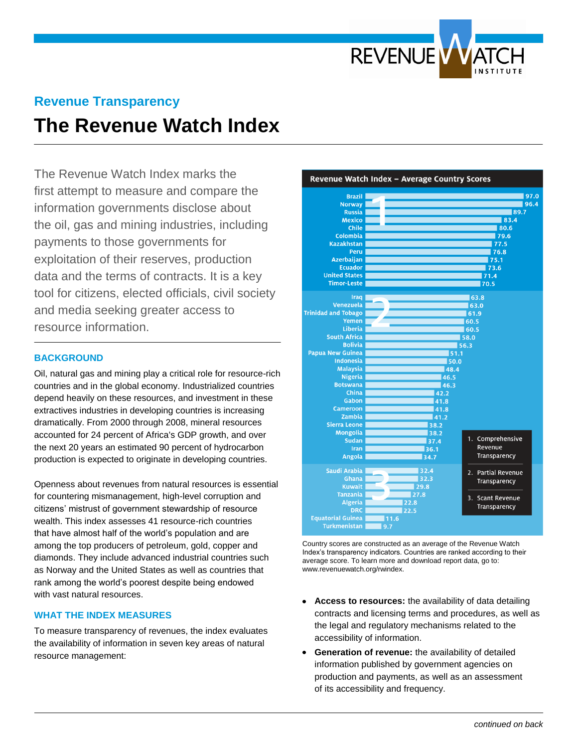## Revenue Transparency

# The Revenue Watch Index

The Revenue Watch Index marks the first attempt to measure and compare the information governments disclose about the oil, gas and mining industries, including payments to those governments for exploitation of their reserves, production data and the terms of contracts. It is a key tool for citizens, elected officials, civil society and media seeking greater access to resource information.

### BACKGROUND

Oil, natural gas and mining play a critical role for resource-rich countries and in the global economy. Industrialized countries depend heavily on these resources, and investment in these extractives industries in developing countries is increasing dramatically. From 2000 through 2008, mineral resources accounted for 24 percent of Africa's GDP growth, and over the next 20 years an estimated 90 percent of hydrocarbon production is expected to originate in developing countries.

Openness about revenues from natural resources is essential for countering mismanagement, high-level corruption and citizens' mistrust of government stewardship of resource wealth. This index assesses 41 resource-rich countries that have almost half of the world's population and are among the top producers of petroleum, gold, copper and diamonds. They include advanced industrial countries such as Norway and the United States as well as countries that rank among the world's poorest despite being endowed with vast natural resources.

### WHAT THE INDEX MEASURES

To measure transparency of revenues, the index evaluates the availability of information in seven key areas of natural resource management:

**Revenue Watch Index – Average Country Scores**

| Group | Country | Score |
|---|---|---|
| 1 | Brazil | 97.0 |
| 1 | Norway | 96.4 |
| 1 | Russia | 89.7 |
| 1 | Mexico | 83.4 |
| 1 | Chile | 80.6 |
| 1 | Colombia | 79.6 |
| 1 | Kazakhstan | 77.5 |
| 1 | Peru | 76.8 |
| 1 | Azerbaijan | 75.1 |
| 1 | Ecuador | 73.6 |
| 1 | United States | 71.4 |
| 1 | Timor-Leste | 70.5 |
| 2 | Iraq | 63.8 |
| 2 | Venezuela | 63.0 |
| 2 | Trinidad and Tobago | 61.9 |
| 2 | Yemen | 60.5 |
| 2 | Liberia | 60.5 |
| 2 | South Africa | 58.0 |
| 2 | Bolivia | 56.3 |
| 2 | Papua New Guinea | 51.1 |
| 2 | Indonesia | 50.0 |
| 2 | Malaysia | 48.4 |
| 2 | Nigeria | 46.5 |
| 2 | Botswana | 46.3 |
| 2 | China | 42.2 |
| 2 | Gabon | 41.8 |
| 2 | Cameroon | 41.8 |
| 2 | Zambia | 41.2 |
| 2 | Sierra Leone | 38.2 |
| 2 | Mongolia | 38.2 |
| 2 | Sudan | 37.4 |
| 2 | Iran | 36.1 |
| 2 | Angola | 34.7 |
| 3 | Saudi Arabia | 32.4 |
| 3 | Ghana | 32.3 |
| 3 | Kuwait | 29.8 |
| 3 | Tanzania | 27.8 |
| 3 | Algeria | 22.8 |
| 3 | DRC | 22.5 |
| 3 | Equatorial Guinea | 11.6 |
| 3 | Turkmenistan | 9.7 |

1. Comprehensive Revenue Transparency
2. Partial Revenue Transparency
3. Scant Revenue Transparency

Country scores are constructed as an average of the Revenue Watch Index's transparency indicators. Countries are ranked according to their average score. To learn more and download report data, go to: www.revenuewatch.org/rwindex.

- **Access to resources:** the availability of data detailing contracts and licensing terms and procedures, as well as the legal and regulatory mechanisms related to the accessibility of information.
- **Generation of revenue:** the availability of detailed information published by government agencies on production and payments, as well as an assessment of its accessibility and frequency.

*continued on back*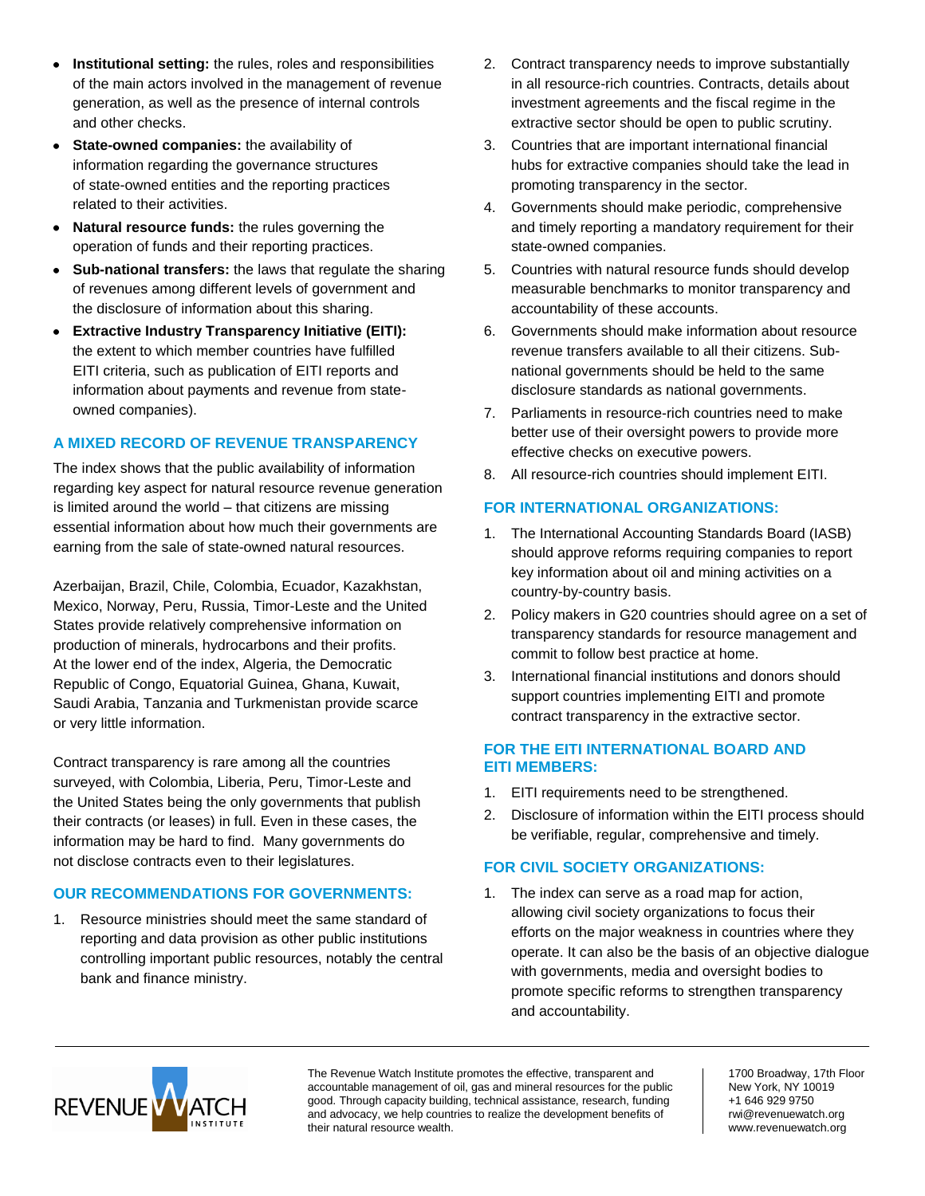- **Institutional setting:** the rules, roles and responsibilities of the main actors involved in the management of revenue generation, as well as the presence of internal controls and other checks.
- **State-owned companies:** the availability of information regarding the governance structures of state-owned entities and the reporting practices related to their activities.
- **Natural resource funds:** the rules governing the operation of funds and their reporting practices.
- **Sub-national transfers:** the laws that regulate the sharing of revenues among different levels of government and the disclosure of information about this sharing.
- **Extractive Industry Transparency Initiative (EITI):** the extent to which member countries have fulfilled EITI criteria, such as publication of EITI reports and information about payments and revenue from state-owned companies).

## A MIXED RECORD OF REVENUE TRANSPARENCY

The index shows that the public availability of information regarding key aspect for natural resource revenue generation is limited around the world – that citizens are missing essential information about how much their governments are earning from the sale of state-owned natural resources.

Azerbaijan, Brazil, Chile, Colombia, Ecuador, Kazakhstan, Mexico, Norway, Peru, Russia, Timor-Leste and the United States provide relatively comprehensive information on production of minerals, hydrocarbons and their profits. At the lower end of the index, Algeria, the Democratic Republic of Congo, Equatorial Guinea, Ghana, Kuwait, Saudi Arabia, Tanzania and Turkmenistan provide scarce or very little information.

Contract transparency is rare among all the countries surveyed, with Colombia, Liberia, Peru, Timor-Leste and the United States being the only governments that publish their contracts (or leases) in full. Even in these cases, the information may be hard to find. Many governments do not disclose contracts even to their legislatures.

## OUR RECOMMENDATIONS FOR GOVERNMENTS:

1. Resource ministries should meet the same standard of reporting and data provision as other public institutions controlling important public resources, notably the central bank and finance ministry.
2. Contract transparency needs to improve substantially in all resource-rich countries. Contracts, details about investment agreements and the fiscal regime in the extractive sector should be open to public scrutiny.
3. Countries that are important international financial hubs for extractive companies should take the lead in promoting transparency in the sector.
4. Governments should make periodic, comprehensive and timely reporting a mandatory requirement for their state-owned companies.
5. Countries with natural resource funds should develop measurable benchmarks to monitor transparency and accountability of these accounts.
6. Governments should make information about resource revenue transfers available to all their citizens. Sub-national governments should be held to the same disclosure standards as national governments.
7. Parliaments in resource-rich countries need to make better use of their oversight powers to provide more effective checks on executive powers.
8. All resource-rich countries should implement EITI.

## FOR INTERNATIONAL ORGANIZATIONS:

1. The International Accounting Standards Board (IASB) should approve reforms requiring companies to report key information about oil and mining activities on a country-by-country basis.
2. Policy makers in G20 countries should agree on a set of transparency standards for resource management and commit to follow best practice at home.
3. International financial institutions and donors should support countries implementing EITI and promote contract transparency in the extractive sector.

## FOR THE EITI INTERNATIONAL BOARD AND EITI MEMBERS:

1. EITI requirements need to be strengthened.
2. Disclosure of information within the EITI process should be verifiable, regular, comprehensive and timely.

## FOR CIVIL SOCIETY ORGANIZATIONS:

1. The index can serve as a road map for action, allowing civil society organizations to focus their efforts on the major weakness in countries where they operate. It can also be the basis of an objective dialogue with governments, media and oversight bodies to promote specific reforms to strengthen transparency and accountability.

REVENUE WATCH INSTITUTE

The Revenue Watch Institute promotes the effective, transparent and accountable management of oil, gas and mineral resources for the public good. Through capacity building, technical assistance, research, funding and advocacy, we help countries to realize the development benefits of their natural resource wealth.

1700 Broadway, 17th Floor
New York, NY 10019
+1 646 929 9750
rwi@revenuewatch.org
www.revenuewatch.org